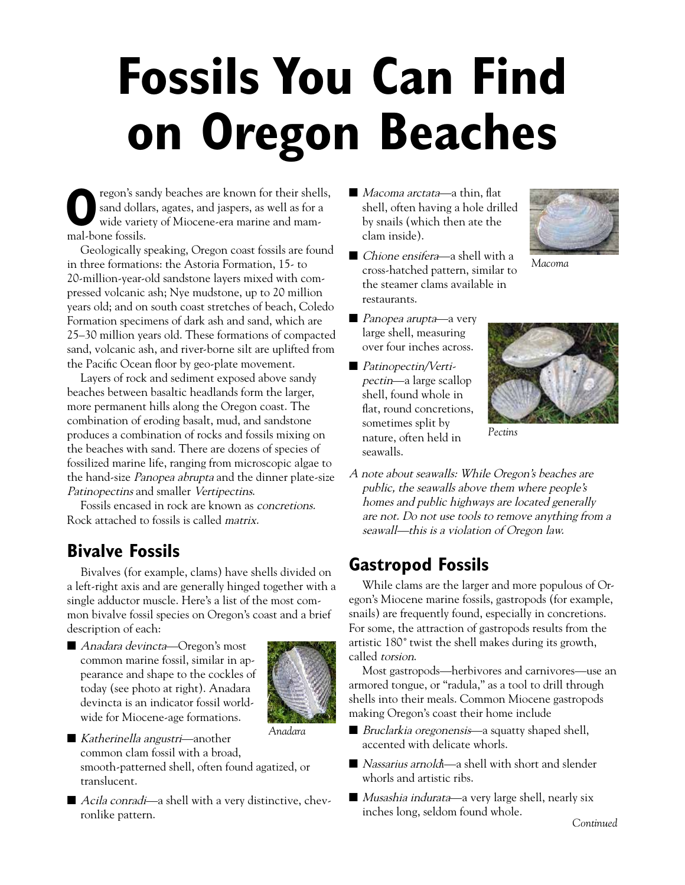# Fossils You Can Find on Oregon Beaches

Oregon's sandy beaches are known for their shells, sand dollars, agates, and jaspers, as well as for a wide variety of Miocene-era marine and mammal-bone fossils.

Geologically speaking, Oregon coast fossils are found in three formations: the Astoria Formation, 15- to 20-million-year-old sandstone layers mixed with compressed volcanic ash; Nye mudstone, up to 20 million years old; and on south coast stretches of beach, Coledo Formation specimens of dark ash and sand, which are 25–30 million years old. These formations of compacted sand, volcanic ash, and river-borne silt are uplifted from the Pacific Ocean floor by geo-plate movement.

Layers of rock and sediment exposed above sandy beaches between basaltic headlands form the larger, more permanent hills along the Oregon coast. The combination of eroding basalt, mud, and sandstone produces a combination of rocks and fossils mixing on the beaches with sand. There are dozens of species of fossilized marine life, ranging from microscopic algae to the hand-size *Panopea abrupta* and the dinner plate-size *Patinopectins* and smaller *Vertipectins*.

Fossils encased in rock are known as *concretions.* Rock attached to fossils is called *matrix.*

## Bivalve Fossils

Bivalves (for example, clams) have shells divided on a left-right axis and are generally hinged together with a single adductor muscle. Here's a list of the most common bivalve fossil species on Oregon's coast and a brief description of each:

- *Anadara devincta*—Oregon's most common marine fossil, similar in appearance and shape to the cockles of today (see photo at right). Anadara devincta is an indicator fossil worldwide for Miocene-age formations.

*Anadara*

- *Katherinella angustri*—another common clam fossil with a broad, smooth-patterned shell, often found agatized, or translucent.
- *Acila conradi*—a shell with a very distinctive, chevronlike pattern.
- *Macoma arctata*—a thin, flat shell, often having a hole drilled by snails (which then ate the clam inside).

*Macoma*

- *Chione ensifera*—a shell with a cross-hatched pattern, similar to the steamer clams available in restaurants.
- *Panopea arupta*—a very large shell, measuring over four inches across.
- *Patinopectin/Vertipectin*—a large scallop shell, found whole in flat, round concretions, sometimes split by nature, often held in seawalls.

*Pectins*

*A note about seawalls: While Oregon's beaches are public, the seawalls above them where people's homes and public highways are located generally are not. Do not use tools to remove anything from a seawall—this is a violation of Oregon law.*

## Gastropod Fossils

While clams are the larger and more populous of Oregon's Miocene marine fossils, gastropods (for example, snails) are frequently found, especially in concretions. For some, the attraction of gastropods results from the artistic 180° twist the shell makes during its growth, called *torsion*.

Most gastropods—herbivores and carnivores—use an armored tongue, or "radula," as a tool to drill through shells into their meals. Common Miocene gastropods making Oregon's coast their home include

- *Bruclarkia oregonensis*—a squatty shaped shell, accented with delicate whorls.
- *Nassarius arnoldi*—a shell with short and slender whorls and artistic ribs.
- *Musashia indurata*—a very large shell, nearly six inches long, seldom found whole.

*Continued*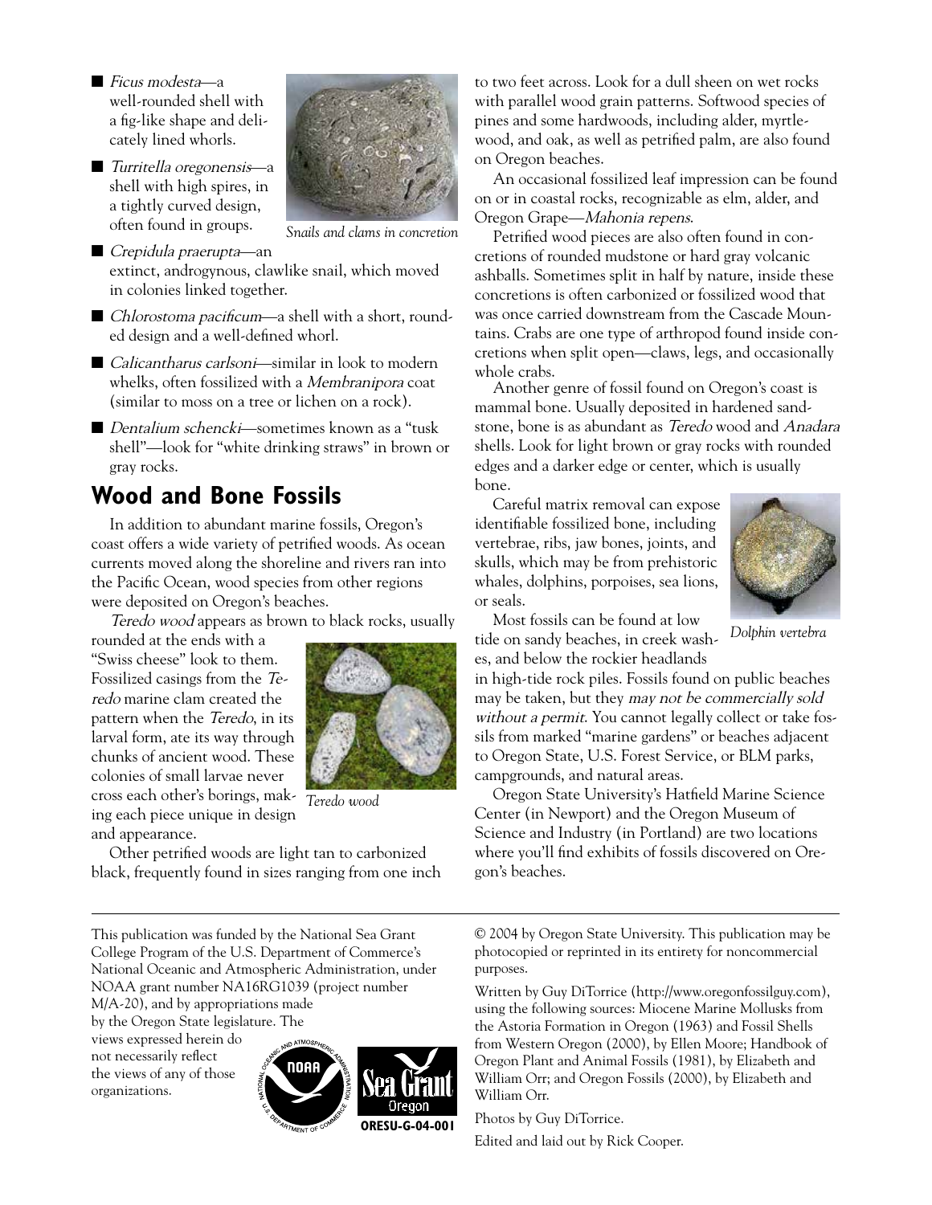- *Ficus modesta*—a well-rounded shell with a fig-like shape and delicately lined whorls.
- *Turritella oregonensis*—a shell with high spires, in a tightly curved design, often found in groups.

Snails and clams in concretion

- *Crepidula praerupta*—an extinct, androgynous, clawlike snail, which moved in colonies linked together.
- *Chlorostoma pacificum*—a shell with a short, rounded design and a well-defined whorl.
- *Calicantharus carlsoni*—similar in look to modern whelks, often fossilized with a *Membranipora* coat (similar to moss on a tree or lichen on a rock).
- *Dentalium schencki*—sometimes known as a "tusk shell"—look for "white drinking straws" in brown or gray rocks.

## Wood and Bone Fossils

In addition to abundant marine fossils, Oregon's coast offers a wide variety of petrified woods. As ocean currents moved along the shoreline and rivers ran into the Pacific Ocean, wood species from other regions were deposited on Oregon's beaches.

*Teredo wood* appears as brown to black rocks, usually rounded at the ends with a "Swiss cheese" look to them. Fossilized casings from the *Teredo* marine clam created the pattern when the *Teredo*, in its larval form, ate its way through chunks of ancient wood. These colonies of small larvae never cross each other's borings, making each piece unique in design and appearance.

Teredo wood

Other petrified woods are light tan to carbonized black, frequently found in sizes ranging from one inch to two feet across. Look for a dull sheen on wet rocks with parallel wood grain patterns. Softwood species of pines and some hardwoods, including alder, myrtlewood, and oak, as well as petrified palm, are also found on Oregon beaches.

An occasional fossilized leaf impression can be found on or in coastal rocks, recognizable as elm, alder, and Oregon Grape—*Mahonia repens*.

Petrified wood pieces are also often found in concretions of rounded mudstone or hard gray volcanic ashballs. Sometimes split in half by nature, inside these concretions is often carbonized or fossilized wood that was once carried downstream from the Cascade Mountains. Crabs are one type of arthropod found inside concretions when split open—claws, legs, and occasionally whole crabs.

Another genre of fossil found on Oregon's coast is mammal bone. Usually deposited in hardened sandstone, bone is as abundant as *Teredo* wood and *Anadara* shells. Look for light brown or gray rocks with rounded edges and a darker edge or center, which is usually bone.

Careful matrix removal can expose identifiable fossilized bone, including vertebrae, ribs, jaw bones, joints, and skulls, which may be from prehistoric whales, dolphins, porpoises, sea lions, or seals.

Dolphin vertebra

Most fossils can be found at low tide on sandy beaches, in creek washes, and below the rockier headlands in high-tide rock piles. Fossils found on public beaches may be taken, but they *may not be commercially sold without a permit*. You cannot legally collect or take fossils from marked "marine gardens" or beaches adjacent to Oregon State, U.S. Forest Service, or BLM parks, campgrounds, and natural areas.

Oregon State University's Hatfield Marine Science Center (in Newport) and the Oregon Museum of Science and Industry (in Portland) are two locations where you'll find exhibits of fossils discovered on Oregon's beaches.

---

This publication was funded by the National Sea Grant College Program of the U.S. Department of Commerce's National Oceanic and Atmospheric Administration, under NOAA grant number NA16RG1039 (project number M/A-20), and by appropriations made by the Oregon State legislature. The views expressed herein do not necessarily reflect the views of any of those organizations.

ORESU-G-04-001

© 2004 by Oregon State University. This publication may be photocopied or reprinted in its entirety for noncommercial purposes.

Written by Guy DiTorrice (http://www.oregonfossilguy.com), using the following sources: Miocene Marine Mollusks from the Astoria Formation in Oregon (1963) and Fossil Shells from Western Oregon (2000), by Ellen Moore; Handbook of Oregon Plant and Animal Fossils (1981), by Elizabeth and William Orr; and Oregon Fossils (2000), by Elizabeth and William Orr.

Photos by Guy DiTorrice.

Edited and laid out by Rick Cooper.